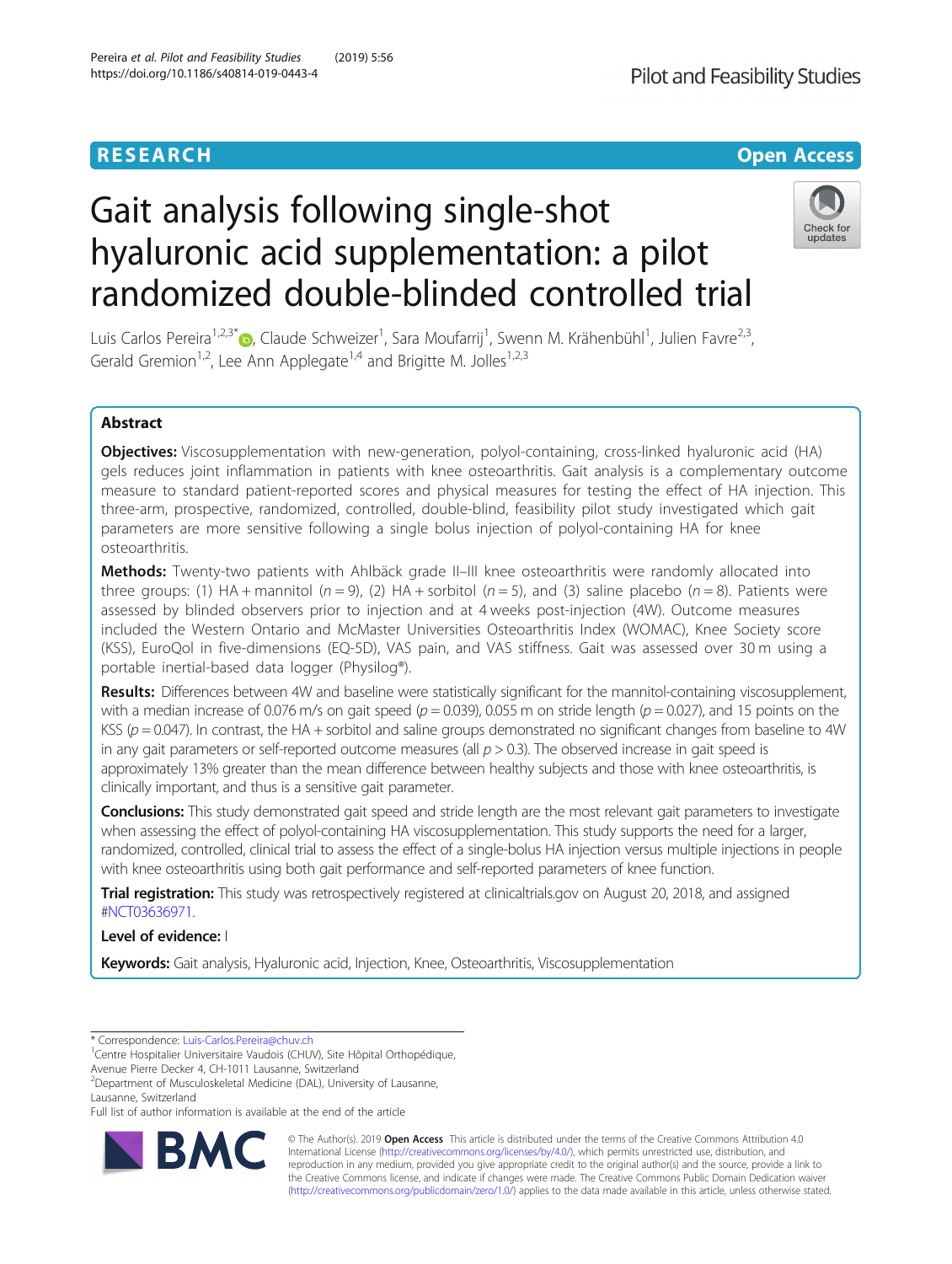RESEARCH

Open Access

# Gait analysis following single-shot hyaluronic acid supplementation: a pilot randomized double-blinded controlled trial

Luis Carlos Pereira[1,2,3*], Claude Schweizer[1], Sara Moufarrij[1], Swenn M. Krähenbühl[1], Julien Favre[2,3], Gerald Gremion[1,2], Lee Ann Applegate[1,4] and Brigitte M. Jolles[1,2,3]

## Abstract

**Objectives:** Viscosupplementation with new-generation, polyol-containing, cross-linked hyaluronic acid (HA) gels reduces joint inflammation in patients with knee osteoarthritis. Gait analysis is a complementary outcome measure to standard patient-reported scores and physical measures for testing the effect of HA injection. This three-arm, prospective, randomized, controlled, double-blind, feasibility pilot study investigated which gait parameters are more sensitive following a single bolus injection of polyol-containing HA for knee osteoarthritis.

**Methods:** Twenty-two patients with Ahlbäck grade II–III knee osteoarthritis were randomly allocated into three groups: (1) HA + mannitol ($n = 9$), (2) HA + sorbitol ($n = 5$), and (3) saline placebo ($n = 8$). Patients were assessed by blinded observers prior to injection and at 4 weeks post-injection (4W). Outcome measures included the Western Ontario and McMaster Universities Osteoarthritis Index (WOMAC), Knee Society score (KSS), EuroQol in five-dimensions (EQ-5D), VAS pain, and VAS stiffness. Gait was assessed over 30 m using a portable inertial-based data logger (Physilog®).

**Results:** Differences between 4W and baseline were statistically significant for the mannitol-containing viscosupplement, with a median increase of 0.076 m/s on gait speed ($p = 0.039$), 0.055 m on stride length ($p = 0.027$), and 15 points on the KSS ($p = 0.047$). In contrast, the HA + sorbitol and saline groups demonstrated no significant changes from baseline to 4W in any gait parameters or self-reported outcome measures (all $p > 0.3$). The observed increase in gait speed is approximately 13% greater than the mean difference between healthy subjects and those with knee osteoarthritis, is clinically important, and thus is a sensitive gait parameter.

**Conclusions:** This study demonstrated gait speed and stride length are the most relevant gait parameters to investigate when assessing the effect of polyol-containing HA viscosupplementation. This study supports the need for a larger, randomized, controlled, clinical trial to assess the effect of a single-bolus HA injection versus multiple injections in people with knee osteoarthritis using both gait performance and self-reported parameters of knee function.

**Trial registration:** This study was retrospectively registered at clinicaltrials.gov on August 20, 2018, and assigned #NCT03636971.

**Level of evidence:** I

**Keywords:** Gait analysis, Hyaluronic acid, Injection, Knee, Osteoarthritis, Viscosupplementation

---

* Correspondence: Luis-Carlos.Pereira@chuv.ch
[1]Centre Hospitalier Universitaire Vaudois (CHUV), Site Hôpital Orthopédique, Avenue Pierre Decker 4, CH-1011 Lausanne, Switzerland
[2]Department of Musculoskeletal Medicine (DAL), University of Lausanne, Lausanne, Switzerland
Full list of author information is available at the end of the article

© The Author(s). 2019 **Open Access** This article is distributed under the terms of the Creative Commons Attribution 4.0 International License (http://creativecommons.org/licenses/by/4.0/), which permits unrestricted use, distribution, and reproduction in any medium, provided you give appropriate credit to the original author(s) and the source, provide a link to the Creative Commons license, and indicate if changes were made. The Creative Commons Public Domain Dedication waiver (http://creativecommons.org/publicdomain/zero/1.0/) applies to the data made available in this article, unless otherwise stated.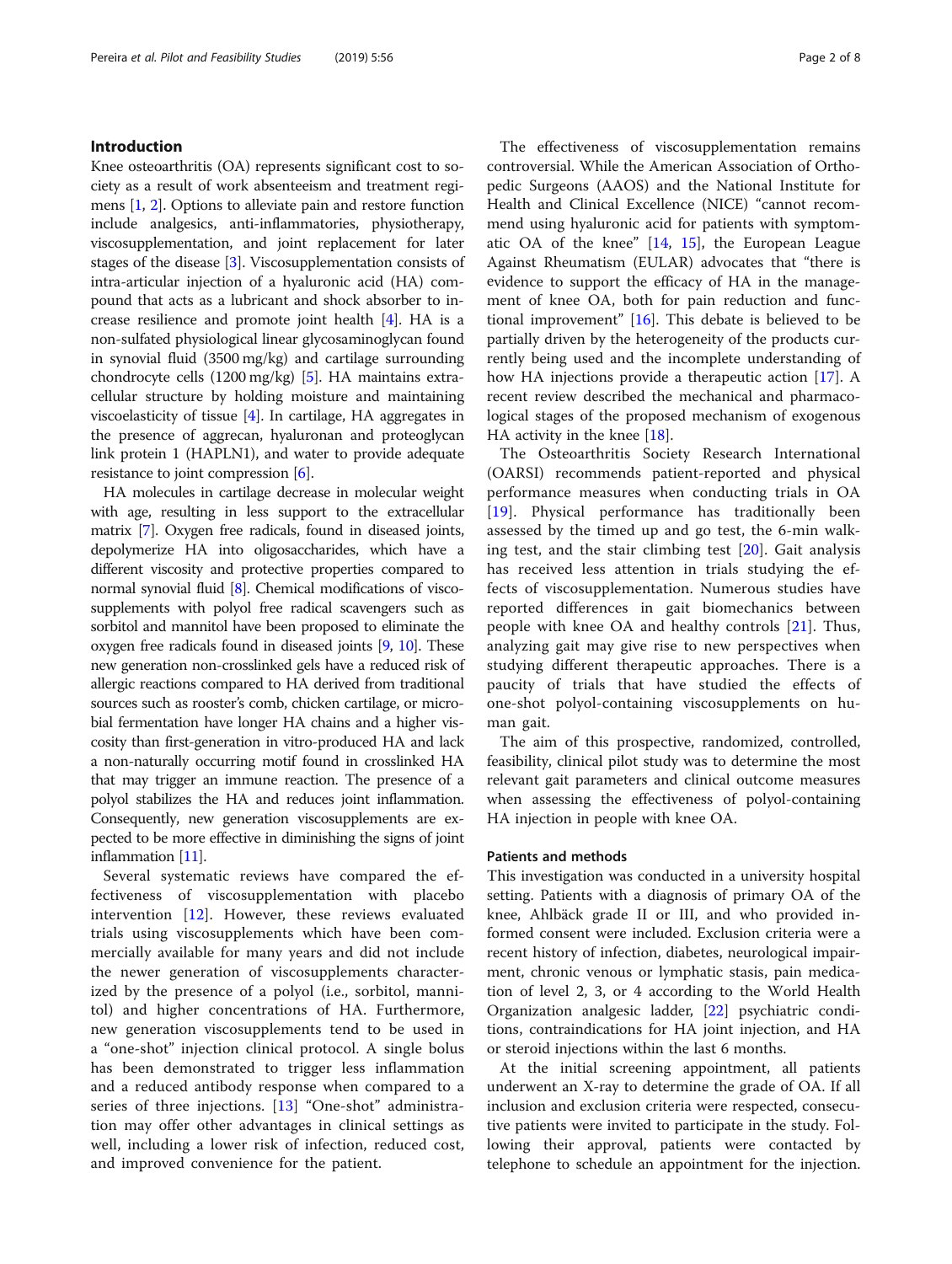## Introduction

Knee osteoarthritis (OA) represents significant cost to society as a result of work absenteeism and treatment regimens [1, 2]. Options to alleviate pain and restore function include analgesics, anti-inflammatories, physiotherapy, viscosupplementation, and joint replacement for later stages of the disease [3]. Viscosupplementation consists of intra-articular injection of a hyaluronic acid (HA) compound that acts as a lubricant and shock absorber to increase resilience and promote joint health [4]. HA is a non-sulfated physiological linear glycosaminoglycan found in synovial fluid (3500 mg/kg) and cartilage surrounding chondrocyte cells (1200 mg/kg) [5]. HA maintains extracellular structure by holding moisture and maintaining viscoelasticity of tissue [4]. In cartilage, HA aggregates in the presence of aggrecan, hyaluronan and proteoglycan link protein 1 (HAPLN1), and water to provide adequate resistance to joint compression [6].

HA molecules in cartilage decrease in molecular weight with age, resulting in less support to the extracellular matrix [7]. Oxygen free radicals, found in diseased joints, depolymerize HA into oligosaccharides, which have a different viscosity and protective properties compared to normal synovial fluid [8]. Chemical modifications of viscosupplements with polyol free radical scavengers such as sorbitol and mannitol have been proposed to eliminate the oxygen free radicals found in diseased joints [9, 10]. These new generation non-crosslinked gels have a reduced risk of allergic reactions compared to HA derived from traditional sources such as rooster's comb, chicken cartilage, or microbial fermentation have longer HA chains and a higher viscosity than first-generation in vitro-produced HA and lack a non-naturally occurring motif found in crosslinked HA that may trigger an immune reaction. The presence of a polyol stabilizes the HA and reduces joint inflammation. Consequently, new generation viscosupplements are expected to be more effective in diminishing the signs of joint inflammation [11].

Several systematic reviews have compared the effectiveness of viscosupplementation with placebo intervention [12]. However, these reviews evaluated trials using viscosupplements which have been commercially available for many years and did not include the newer generation of viscosupplements characterized by the presence of a polyol (i.e., sorbitol, mannitol) and higher concentrations of HA. Furthermore, new generation viscosupplements tend to be used in a "one-shot" injection clinical protocol. A single bolus has been demonstrated to trigger less inflammation and a reduced antibody response when compared to a series of three injections. [13] "One-shot" administration may offer other advantages in clinical settings as well, including a lower risk of infection, reduced cost, and improved convenience for the patient.

The effectiveness of viscosupplementation remains controversial. While the American Association of Orthopedic Surgeons (AAOS) and the National Institute for Health and Clinical Excellence (NICE) "cannot recommend using hyaluronic acid for patients with symptomatic OA of the knee" [14, 15], the European League Against Rheumatism (EULAR) advocates that "there is evidence to support the efficacy of HA in the management of knee OA, both for pain reduction and functional improvement" [16]. This debate is believed to be partially driven by the heterogeneity of the products currently being used and the incomplete understanding of how HA injections provide a therapeutic action [17]. A recent review described the mechanical and pharmacological stages of the proposed mechanism of exogenous HA activity in the knee [18].

The Osteoarthritis Society Research International (OARSI) recommends patient-reported and physical performance measures when conducting trials in OA [19]. Physical performance has traditionally been assessed by the timed up and go test, the 6-min walking test, and the stair climbing test [20]. Gait analysis has received less attention in trials studying the effects of viscosupplementation. Numerous studies have reported differences in gait biomechanics between people with knee OA and healthy controls [21]. Thus, analyzing gait may give rise to new perspectives when studying different therapeutic approaches. There is a paucity of trials that have studied the effects of one-shot polyol-containing viscosupplements on human gait.

The aim of this prospective, randomized, controlled, feasibility, clinical pilot study was to determine the most relevant gait parameters and clinical outcome measures when assessing the effectiveness of polyol-containing HA injection in people with knee OA.

## Patients and methods

This investigation was conducted in a university hospital setting. Patients with a diagnosis of primary OA of the knee, Ahlbäck grade II or III, and who provided informed consent were included. Exclusion criteria were a recent history of infection, diabetes, neurological impairment, chronic venous or lymphatic stasis, pain medication of level 2, 3, or 4 according to the World Health Organization analgesic ladder, [22] psychiatric conditions, contraindications for HA joint injection, and HA or steroid injections within the last 6 months.

At the initial screening appointment, all patients underwent an X-ray to determine the grade of OA. If all inclusion and exclusion criteria were respected, consecutive patients were invited to participate in the study. Following their approval, patients were contacted by telephone to schedule an appointment for the injection.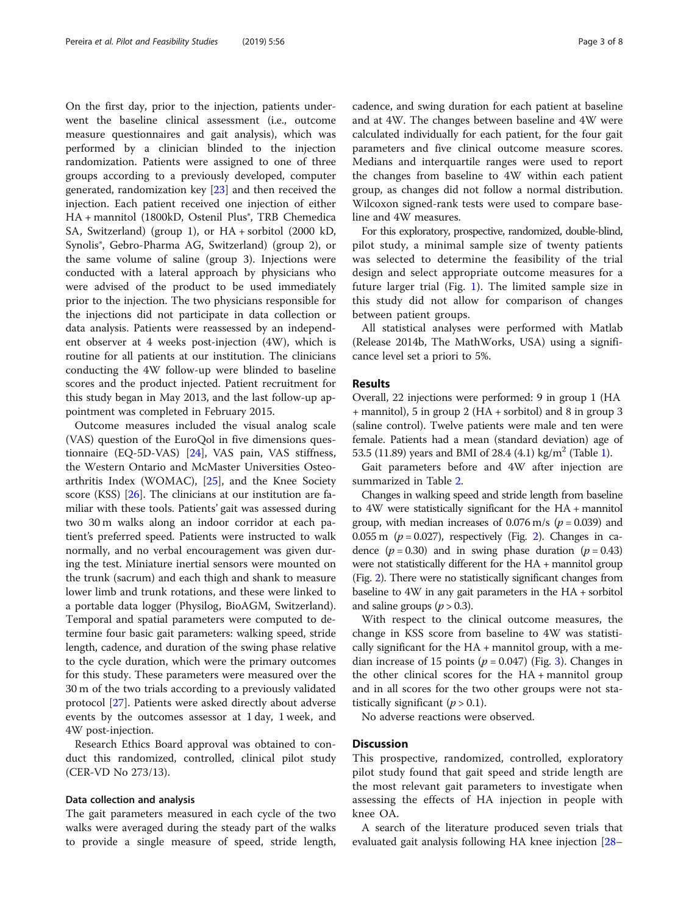On the first day, prior to the injection, patients underwent the baseline clinical assessment (i.e., outcome measure questionnaires and gait analysis), which was performed by a clinician blinded to the injection randomization. Patients were assigned to one of three groups according to a previously developed, computer generated, randomization key [23] and then received the injection. Each patient received one injection of either HA + mannitol (1800kD, Ostenil Plus®, TRB Chemedica SA, Switzerland) (group 1), or HA + sorbitol (2000 kD, Synolis®, Gebro-Pharma AG, Switzerland) (group 2), or the same volume of saline (group 3). Injections were conducted with a lateral approach by physicians who were advised of the product to be used immediately prior to the injection. The two physicians responsible for the injections did not participate in data collection or data analysis. Patients were reassessed by an independent observer at 4 weeks post-injection (4W), which is routine for all patients at our institution. The clinicians conducting the 4W follow-up were blinded to baseline scores and the product injected. Patient recruitment for this study began in May 2013, and the last follow-up appointment was completed in February 2015.

Outcome measures included the visual analog scale (VAS) question of the EuroQol in five dimensions questionnaire (EQ-5D-VAS) [24], VAS pain, VAS stiffness, the Western Ontario and McMaster Universities Osteoarthritis Index (WOMAC), [25], and the Knee Society score (KSS) [26]. The clinicians at our institution are familiar with these tools. Patients' gait was assessed during two 30 m walks along an indoor corridor at each patient's preferred speed. Patients were instructed to walk normally, and no verbal encouragement was given during the test. Miniature inertial sensors were mounted on the trunk (sacrum) and each thigh and shank to measure lower limb and trunk rotations, and these were linked to a portable data logger (Physilog, BioAGM, Switzerland). Temporal and spatial parameters were computed to determine four basic gait parameters: walking speed, stride length, cadence, and duration of the swing phase relative to the cycle duration, which were the primary outcomes for this study. These parameters were measured over the 30 m of the two trials according to a previously validated protocol [27]. Patients were asked directly about adverse events by the outcomes assessor at 1 day, 1 week, and 4W post-injection.

Research Ethics Board approval was obtained to conduct this randomized, controlled, clinical pilot study (CER-VD No 273/13).

### Data collection and analysis

The gait parameters measured in each cycle of the two walks were averaged during the steady part of the walks to provide a single measure of speed, stride length, cadence, and swing duration for each patient at baseline and at 4W. The changes between baseline and 4W were calculated individually for each patient, for the four gait parameters and five clinical outcome measure scores. Medians and interquartile ranges were used to report the changes from baseline to 4W within each patient group, as changes did not follow a normal distribution. Wilcoxon signed-rank tests were used to compare baseline and 4W measures.

For this exploratory, prospective, randomized, double-blind, pilot study, a minimal sample size of twenty patients was selected to determine the feasibility of the trial design and select appropriate outcome measures for a future larger trial (Fig. 1). The limited sample size in this study did not allow for comparison of changes between patient groups.

All statistical analyses were performed with Matlab (Release 2014b, The MathWorks, USA) using a significance level set a priori to 5%.

## Results

Overall, 22 injections were performed: 9 in group 1 (HA + mannitol), 5 in group 2 (HA + sorbitol) and 8 in group 3 (saline control). Twelve patients were male and ten were female. Patients had a mean (standard deviation) age of 53.5 (11.89) years and BMI of 28.4 (4.1) kg/m$^2$ (Table 1).

Gait parameters before and 4W after injection are summarized in Table 2.

Changes in walking speed and stride length from baseline to 4W were statistically significant for the HA + mannitol group, with median increases of 0.076 m/s ($p = 0.039$) and 0.055 m ($p = 0.027$), respectively (Fig. 2). Changes in cadence ($p = 0.30$) and in swing phase duration ($p = 0.43$) were not statistically different for the HA + mannitol group (Fig. 2). There were no statistically significant changes from baseline to 4W in any gait parameters in the HA + sorbitol and saline groups ($p > 0.3$).

With respect to the clinical outcome measures, the change in KSS score from baseline to 4W was statistically significant for the HA + mannitol group, with a median increase of 15 points ($p = 0.047$) (Fig. 3). Changes in the other clinical scores for the HA + mannitol group and in all scores for the two other groups were not statistically significant ($p > 0.1$).

No adverse reactions were observed.

## Discussion

This prospective, randomized, controlled, exploratory pilot study found that gait speed and stride length are the most relevant gait parameters to investigate when assessing the effects of HA injection in people with knee OA.

A search of the literature produced seven trials that evaluated gait analysis following HA knee injection [28–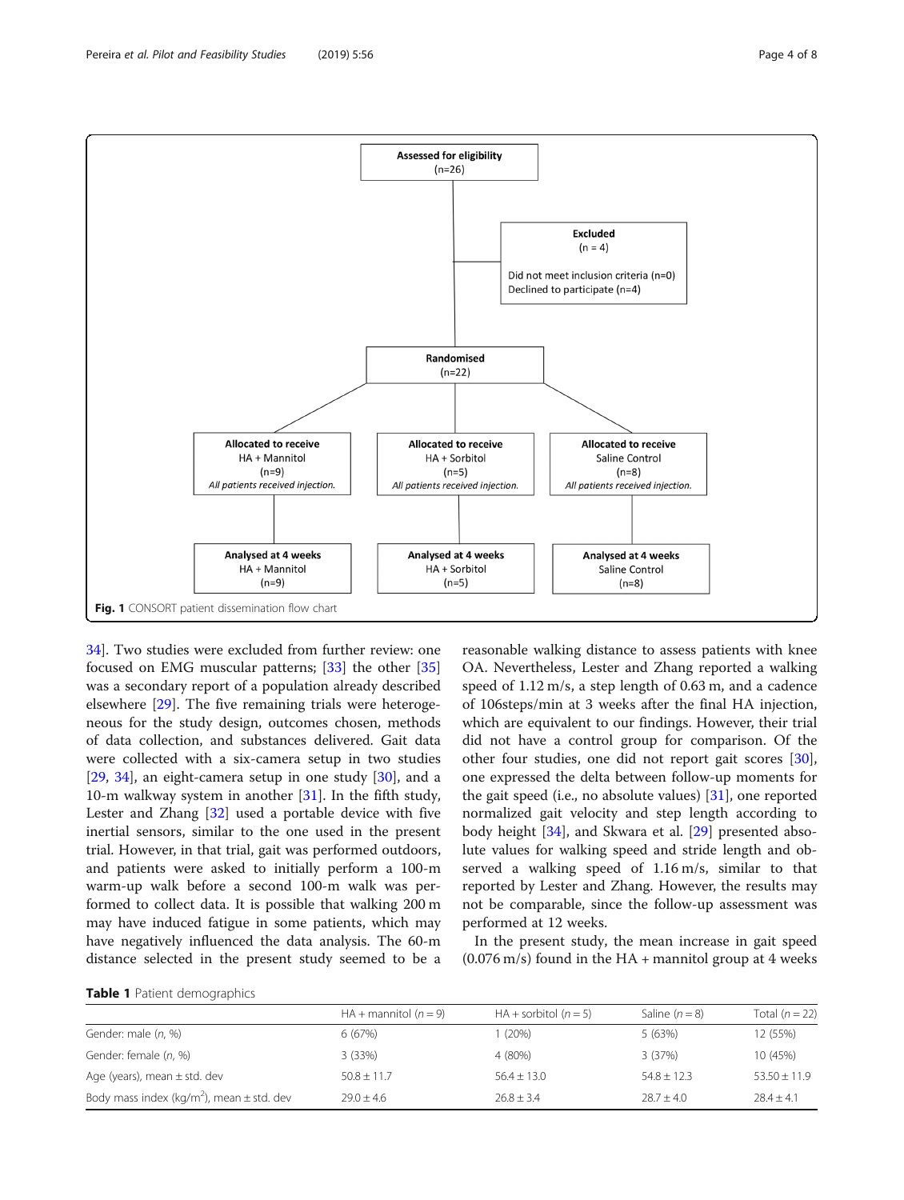Assessed for eligibility
(n=26)

Excluded
(n = 4)

Did not meet inclusion criteria (n=0)
Declined to participate (n=4)

Randomised
(n=22)

| Allocated to receive HA + Mannitol (n=9) *All patients received injection.* | Allocated to receive HA + Sorbitol (n=5) *All patients received injection.* | Allocated to receive Saline Control (n=8) *All patients received injection.* |
|---|---|---|
| Analysed at 4 weeks HA + Mannitol (n=9) | Analysed at 4 weeks HA + Sorbitol (n=5) | Analysed at 4 weeks Saline Control (n=8) |

**Fig. 1** CONSORT patient dissemination flow chart

34]. Two studies were excluded from further review: one focused on EMG muscular patterns; [33] the other [35] was a secondary report of a population already described elsewhere [29]. The five remaining trials were heterogeneous for the study design, outcomes chosen, methods of data collection, and substances delivered. Gait data were collected with a six-camera setup in two studies [29, 34], an eight-camera setup in one study [30], and a 10-m walkway system in another [31]. In the fifth study, Lester and Zhang [32] used a portable device with five inertial sensors, similar to the one used in the present trial. However, in that trial, gait was performed outdoors, and patients were asked to initially perform a 100-m warm-up walk before a second 100-m walk was performed to collect data. It is possible that walking 200 m may have induced fatigue in some patients, which may have negatively influenced the data analysis. The 60-m distance selected in the present study seemed to be a reasonable walking distance to assess patients with knee OA. Nevertheless, Lester and Zhang reported a walking speed of 1.12 m/s, a step length of 0.63 m, and a cadence of 106steps/min at 3 weeks after the final HA injection, which are equivalent to our findings. However, their trial did not have a control group for comparison. Of the other four studies, one did not report gait scores [30], one expressed the delta between follow-up moments for the gait speed (i.e., no absolute values) [31], one reported normalized gait velocity and step length according to body height [34], and Skwara et al. [29] presented absolute values for walking speed and stride length and observed a walking speed of 1.16 m/s, similar to that reported by Lester and Zhang. However, the results may not be comparable, since the follow-up assessment was performed at 12 weeks.

In the present study, the mean increase in gait speed (0.076 m/s) found in the HA + mannitol group at 4 weeks

**Table 1** Patient demographics

| | HA + mannitol ($n = 9$) | HA + sorbitol ($n = 5$) | Saline ($n = 8$) | Total ($n = 22$) |
|---|---|---|---|---|
| Gender: male (*n*, %) | 6 (67%) | 1 (20%) | 5 (63%) | 12 (55%) |
| Gender: female (*n*, %) | 3 (33%) | 4 (80%) | 3 (37%) | 10 (45%) |
| Age (years), mean ± std. dev | 50.8 ± 11.7 | 56.4 ± 13.0 | 54.8 ± 12.3 | 53.50 ± 11.9 |
| Body mass index (kg/m$^2$), mean ± std. dev | 29.0 ± 4.6 | 26.8 ± 3.4 | 28.7 ± 4.0 | 28.4 ± 4.1 |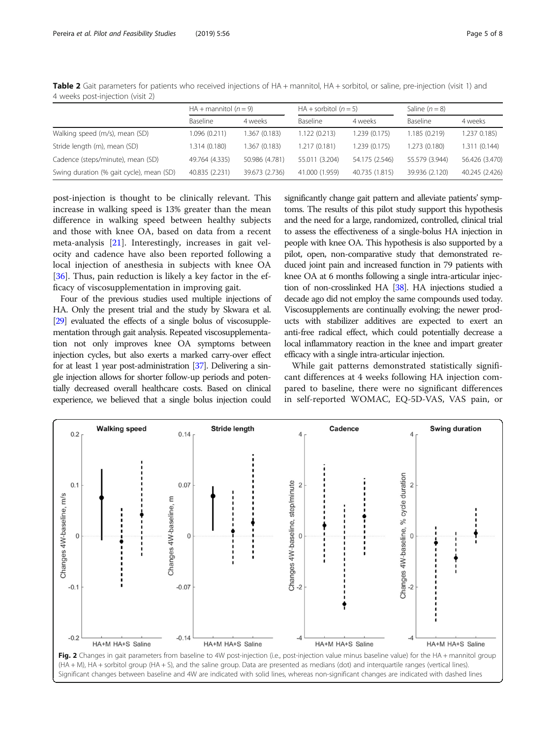**Table 2** Gait parameters for patients who received injections of HA + mannitol, HA + sorbitol, or saline, pre-injection (visit 1) and 4 weeks post-injection (visit 2)

| | HA + mannitol (*n* = 9) | | HA + sorbitol (*n* = 5) | | Saline (*n* = 8) | |
|---|---|---|---|---|---|---|
| | Baseline | 4 weeks | Baseline | 4 weeks | Baseline | 4 weeks |
| Walking speed (m/s), mean (SD) | 1.096 (0.211) | 1.367 (0.183) | 1.122 (0.213) | 1.239 (0.175) | 1.185 (0.219) | 1.237 0.185) |
| Stride length (m), mean (SD) | 1.314 (0.180) | 1.367 (0.183) | 1.217 (0.181) | 1.239 (0.175) | 1.273 (0.180) | 1.311 (0.144) |
| Cadence (steps/minute), mean (SD) | 49.764 (4.335) | 50.986 (4.781) | 55.011 (3.204) | 54.175 (2.546) | 55.579 (3.944) | 56.426 (3.470) |
| Swing duration (% gait cycle), mean (SD) | 40.835 (2.231) | 39.673 (2.736) | 41.000 (1.959) | 40.735 (1.815) | 39.936 (2.120) | 40.245 (2.426) |

post-injection is thought to be clinically relevant. This increase in walking speed is 13% greater than the mean difference in walking speed between healthy subjects and those with knee OA, based on data from a recent meta-analysis [21]. Interestingly, increases in gait velocity and cadence have also been reported following a local injection of anesthesia in subjects with knee OA [36]. Thus, pain reduction is likely a key factor in the efficacy of viscosupplementation in improving gait.

Four of the previous studies used multiple injections of HA. Only the present trial and the study by Skwara et al. [29] evaluated the effects of a single bolus of viscosupplementation through gait analysis. Repeated viscosupplementation not only improves knee OA symptoms between injection cycles, but also exerts a marked carry-over effect for at least 1 year post-administration [37]. Delivering a single injection allows for shorter follow-up periods and potentially decreased overall healthcare costs. Based on clinical experience, we believed that a single bolus injection could significantly change gait pattern and alleviate patients' symptoms. The results of this pilot study support this hypothesis and the need for a large, randomized, controlled, clinical trial to assess the effectiveness of a single-bolus HA injection in people with knee OA. This hypothesis is also supported by a pilot, open, non-comparative study that demonstrated reduced joint pain and increased function in 79 patients with knee OA at 6 months following a single intra-articular injection of non-crosslinked HA [38]. HA injections studied a decade ago did not employ the same compounds used today. Viscosupplements are continually evolving; the newer products with stabilizer additives are expected to exert an anti-free radical effect, which could potentially decrease a local inflammatory reaction in the knee and impart greater efficacy with a single intra-articular injection.

While gait patterns demonstrated statistically significant differences at 4 weeks following HA injection compared to baseline, there were no significant differences in self-reported WOMAC, EQ-5D-VAS, VAS pain, or

**Fig. 2** Changes in gait parameters from baseline to 4W post-injection (i.e., post-injection value minus baseline value) for the HA + mannitol group (HA + M), HA + sorbitol group (HA + S), and the saline group. Data are presented as medians (dot) and interquartile ranges (vertical lines). Significant changes between baseline and 4W are indicated with solid lines, whereas non-significant changes are indicated with dashed lines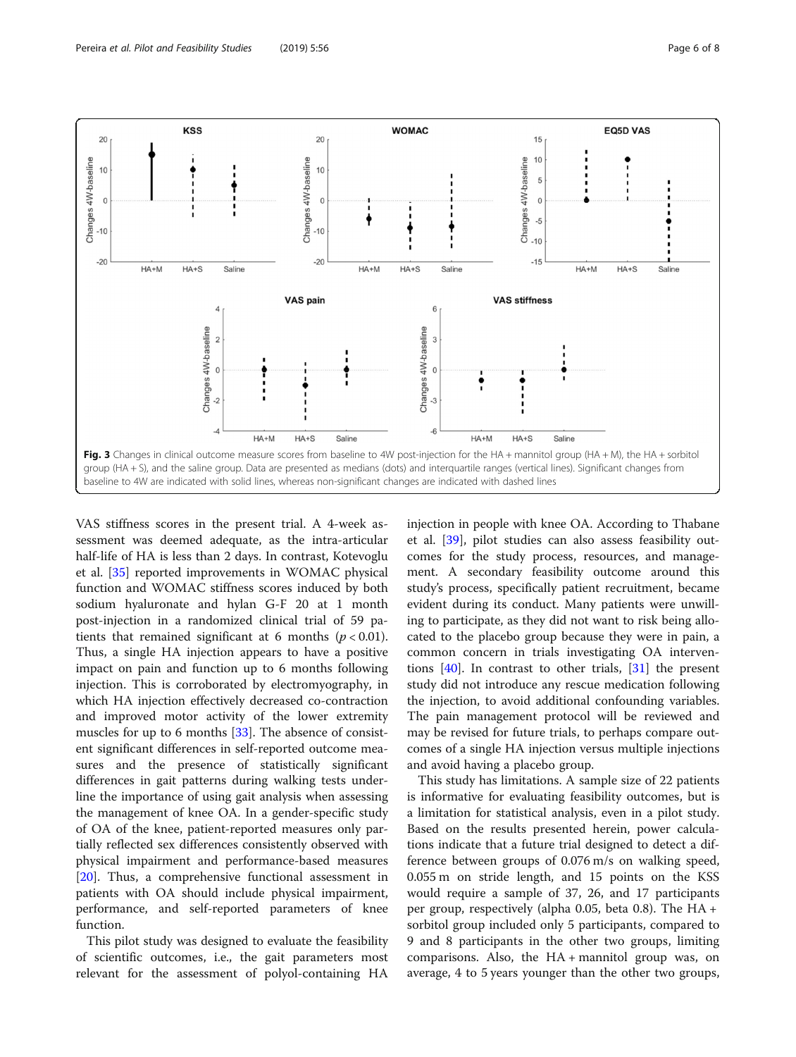Fig. 3 Changes in clinical outcome measure scores from baseline to 4W post-injection for the HA + mannitol group (HA + M), the HA + sorbitol group (HA + S), and the saline group. Data are presented as medians (dots) and interquartile ranges (vertical lines). Significant changes from baseline to 4W are indicated with solid lines, whereas non-significant changes are indicated with dashed lines

VAS stiffness scores in the present trial. A 4-week assessment was deemed adequate, as the intra-articular half-life of HA is less than 2 days. In contrast, Kotevoglu et al. [35] reported improvements in WOMAC physical function and WOMAC stiffness scores induced by both sodium hyaluronate and hylan G-F 20 at 1 month post-injection in a randomized clinical trial of 59 patients that remained significant at 6 months ($p < 0.01$). Thus, a single HA injection appears to have a positive impact on pain and function up to 6 months following injection. This is corroborated by electromyography, in which HA injection effectively decreased co-contraction and improved motor activity of the lower extremity muscles for up to 6 months [33]. The absence of consistent significant differences in self-reported outcome measures and the presence of statistically significant differences in gait patterns during walking tests underline the importance of using gait analysis when assessing the management of knee OA. In a gender-specific study of OA of the knee, patient-reported measures only partially reflected sex differences consistently observed with physical impairment and performance-based measures [20]. Thus, a comprehensive functional assessment in patients with OA should include physical impairment, performance, and self-reported parameters of knee function.

This pilot study was designed to evaluate the feasibility of scientific outcomes, i.e., the gait parameters most relevant for the assessment of polyol-containing HA injection in people with knee OA. According to Thabane et al. [39], pilot studies can also assess feasibility outcomes for the study process, resources, and management. A secondary feasibility outcome around this study's process, specifically patient recruitment, became evident during its conduct. Many patients were unwilling to participate, as they did not want to risk being allocated to the placebo group because they were in pain, a common concern in trials investigating OA interventions [40]. In contrast to other trials, [31] the present study did not introduce any rescue medication following the injection, to avoid additional confounding variables. The pain management protocol will be reviewed and may be revised for future trials, to perhaps compare outcomes of a single HA injection versus multiple injections and avoid having a placebo group.

This study has limitations. A sample size of 22 patients is informative for evaluating feasibility outcomes, but is a limitation for statistical analysis, even in a pilot study. Based on the results presented herein, power calculations indicate that a future trial designed to detect a difference between groups of 0.076 m/s on walking speed, 0.055 m on stride length, and 15 points on the KSS would require a sample of 37, 26, and 17 participants per group, respectively (alpha 0.05, beta 0.8). The HA + sorbitol group included only 5 participants, compared to 9 and 8 participants in the other two groups, limiting comparisons. Also, the HA + mannitol group was, on average, 4 to 5 years younger than the other two groups,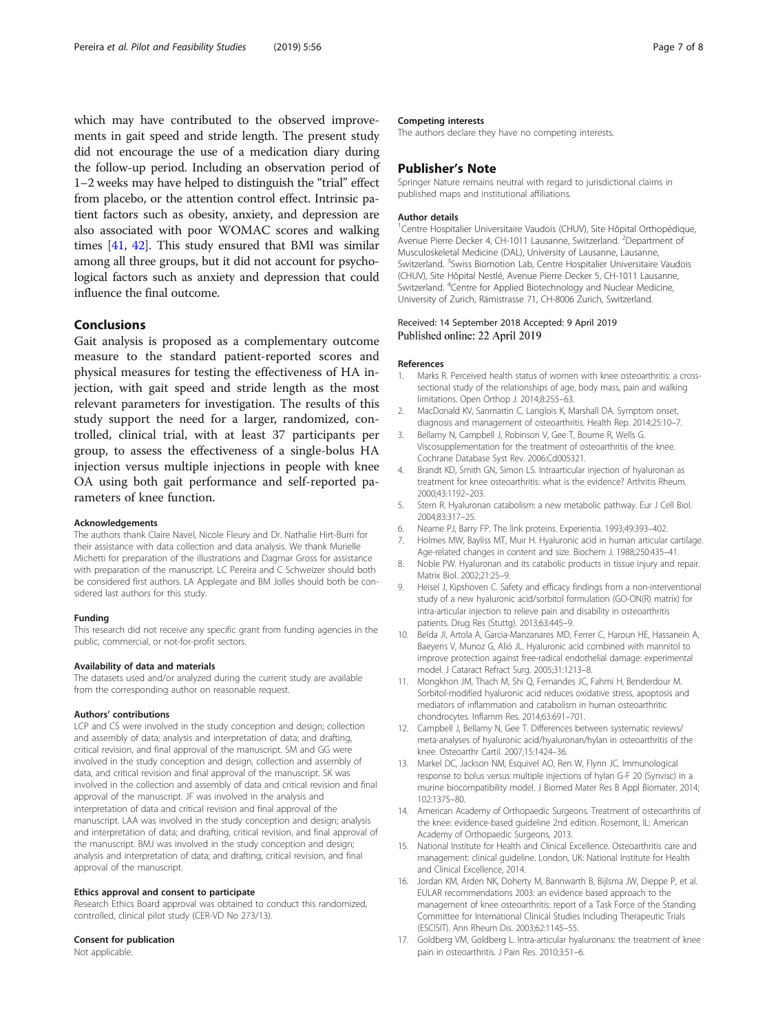which may have contributed to the observed improvements in gait speed and stride length. The present study did not encourage the use of a medication diary during the follow-up period. Including an observation period of 1–2 weeks may have helped to distinguish the "trial" effect from placebo, or the attention control effect. Intrinsic patient factors such as obesity, anxiety, and depression are also associated with poor WOMAC scores and walking times [41, 42]. This study ensured that BMI was similar among all three groups, but it did not account for psychological factors such as anxiety and depression that could influence the final outcome.

## Conclusions

Gait analysis is proposed as a complementary outcome measure to the standard patient-reported scores and physical measures for testing the effectiveness of HA injection, with gait speed and stride length as the most relevant parameters for investigation. The results of this study support the need for a larger, randomized, controlled, clinical trial, with at least 37 participants per group, to assess the effectiveness of a single-bolus HA injection versus multiple injections in people with knee OA using both gait performance and self-reported parameters of knee function.

#### Acknowledgements

The authors thank Claire Navel, Nicole Fleury and Dr. Nathalie Hirt-Burri for their assistance with data collection and data analysis. We thank Murielle Michetti for preparation of the illustrations and Dagmar Gross for assistance with preparation of the manuscript. LC Pereira and C Schweizer should both be considered first authors. LA Applegate and BM Jolles should both be considered last authors for this study.

#### Funding

This research did not receive any specific grant from funding agencies in the public, commercial, or not-for-profit sectors.

#### Availability of data and materials

The datasets used and/or analyzed during the current study are available from the corresponding author on reasonable request.

#### Authors' contributions

LCP and CS were involved in the study conception and design; collection and assembly of data; analysis and interpretation of data; and drafting, critical revision, and final approval of the manuscript. SM and GG were involved in the study conception and design, collection and assembly of data, and critical revision and final approval of the manuscript. SK was involved in the collection and assembly of data and critical revision and final approval of the manuscript. JF was involved in the analysis and interpretation of data and critical revision and final approval of the manuscript. LAA was involved in the study conception and design; analysis and interpretation of data; and drafting, critical revision, and final approval of the manuscript. BMJ was involved in the study conception and design; analysis and interpretation of data; and drafting, critical revision, and final approval of the manuscript.

#### Ethics approval and consent to participate

Research Ethics Board approval was obtained to conduct this randomized, controlled, clinical pilot study (CER-VD No 273/13).

#### Consent for publication

Not applicable.

#### Competing interests

The authors declare they have no competing interests.

## Publisher's Note

Springer Nature remains neutral with regard to jurisdictional claims in published maps and institutional affiliations.

#### Author details

[1]Centre Hospitalier Universitaire Vaudois (CHUV), Site Hôpital Orthopédique, Avenue Pierre Decker 4, CH-1011 Lausanne, Switzerland. [2]Department of Musculoskeletal Medicine (DAL), University of Lausanne, Lausanne, Switzerland. [3]Swiss Biomotion Lab, Centre Hospitalier Universitaire Vaudois (CHUV), Site Hôpital Nestlé, Avenue Pierre Decker 5, CH-1011 Lausanne, Switzerland. [4]Centre for Applied Biotechnology and Nuclear Medicine, University of Zurich, Rämistrasse 71, CH-8006 Zurich, Switzerland.

Received: 14 September 2018 Accepted: 9 April 2019
Published online: 22 April 2019

#### References

1. Marks R. Perceived health status of women with knee osteoarthritis: a cross-sectional study of the relationships of age, body mass, pain and walking limitations. Open Orthop J. 2014;8:255–63.
2. MacDonald KV, Sanmartin C, Langlois K, Marshall DA. Symptom onset, diagnosis and management of osteoarthritis. Health Rep. 2014;25:10–7.
3. Bellamy N, Campbell J, Robinson V, Gee T, Bourne R, Wells G. Viscosupplementation for the treatment of osteoarthritis of the knee. Cochrane Database Syst Rev. 2006:Cd005321.
4. Brandt KD, Smith GN, Simon LS. Intraarticular injection of hyaluronan as treatment for knee osteoarthritis: what is the evidence? Arthritis Rheum. 2000;43:1192–203.
5. Stern R. Hyaluronan catabolism: a new metabolic pathway. Eur J Cell Biol. 2004;83:317–25.
6. Neame PJ, Barry FP. The link proteins. Experientia. 1993;49:393–402.
7. Holmes MW, Bayliss MT, Muir H. Hyaluronic acid in human articular cartilage. Age-related changes in content and size. Biochem J. 1988;250:435–41.
8. Noble PW. Hyaluronan and its catabolic products in tissue injury and repair. Matrix Biol. 2002;21:25–9.
9. Heisel J, Kipshoven C. Safety and efficacy findings from a non-interventional study of a new hyaluronic acid/sorbitol formulation (GO-ON(R) matrix) for intra-articular injection to relieve pain and disability in osteoarthritis patients. Drug Res (Stuttg). 2013;63:445–9.
10. Belda JI, Artola A, Garcia-Manzanares MD, Ferrer C, Haroun HE, Hassanein A, Baeyens V, Munoz G, Alió JL. Hyaluronic acid combined with mannitol to improve protection against free-radical endothelial damage: experimental model. J Cataract Refract Surg. 2005;31:1213–8.
11. Mongkhon JM, Thach M, Shi Q, Fernandes JC, Fahmi H, Benderdour M. Sorbitol-modified hyaluronic acid reduces oxidative stress, apoptosis and mediators of inflammation and catabolism in human osteoarthritic chondrocytes. Inflamm Res. 2014;63:691–701.
12. Campbell J, Bellamy N, Gee T. Differences between systematic reviews/meta-analyses of hyaluronic acid/hyaluronan/hylan in osteoarthritis of the knee. Osteoarthr Cartil. 2007;15:1424–36.
13. Markel DC, Jackson NM, Esquivel AO, Ren W, Flynn JC. Immunological response to bolus versus multiple injections of hylan G-F 20 (Synvisc) in a murine biocompatibility model. J Biomed Mater Res B Appl Biomater. 2014;102:1375–80.
14. American Academy of Orthopaedic Surgeons. Treatment of osteoarthritis of the knee: evidence-based guideline 2nd edition. Rosemont, IL: American Academy of Orthopaedic Surgeons, 2013.
15. National Institute for Health and Clinical Excellence. Osteoarthritis care and management: clinical guideline. London, UK: National Institute for Health and Clinical Excellence, 2014.
16. Jordan KM, Arden NK, Doherty M, Bannwarth B, Bijlsma JW, Dieppe P, et al. EULAR recommendations 2003: an evidence based approach to the management of knee osteoarthritis: report of a Task Force of the Standing Committee for International Clinical Studies Including Therapeutic Trials (ESCISIT). Ann Rheum Dis. 2003;62:1145–55.
17. Goldberg VM, Goldberg L. Intra-articular hyaluronans: the treatment of knee pain in osteoarthritis. J Pain Res. 2010;3:51–6.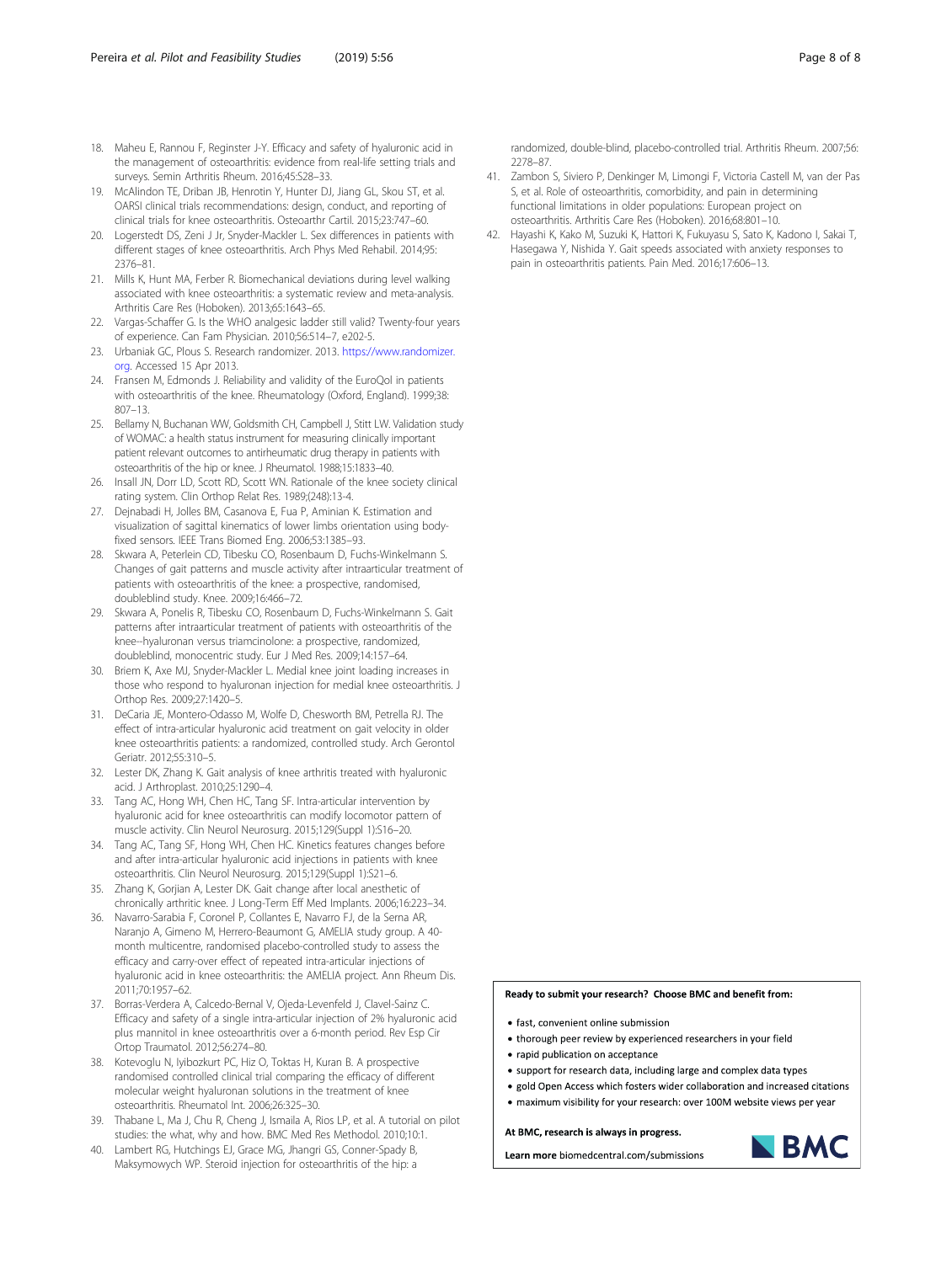18. Maheu E, Rannou F, Reginster J-Y. Efficacy and safety of hyaluronic acid in the management of osteoarthritis: evidence from real-life setting trials and surveys. Semin Arthritis Rheum. 2016;45:S28–33.
19. McAlindon TE, Driban JB, Henrotin Y, Hunter DJ, Jiang GL, Skou ST, et al. OARSI clinical trials recommendations: design, conduct, and reporting of clinical trials for knee osteoarthritis. Osteoarthr Cartil. 2015;23:747–60.
20. Logerstedt DS, Zeni J Jr, Snyder-Mackler L. Sex differences in patients with different stages of knee osteoarthritis. Arch Phys Med Rehabil. 2014;95: 2376–81.
21. Mills K, Hunt MA, Ferber R. Biomechanical deviations during level walking associated with knee osteoarthritis: a systematic review and meta-analysis. Arthritis Care Res (Hoboken). 2013;65:1643–65.
22. Vargas-Schaffer G. Is the WHO analgesic ladder still valid? Twenty-four years of experience. Can Fam Physician. 2010;56:514–7, e202-5.
23. Urbaniak GC, Plous S. Research randomizer. 2013. https://www.randomizer.org. Accessed 15 Apr 2013.
24. Fransen M, Edmonds J. Reliability and validity of the EuroQol in patients with osteoarthritis of the knee. Rheumatology (Oxford, England). 1999;38: 807–13.
25. Bellamy N, Buchanan WW, Goldsmith CH, Campbell J, Stitt LW. Validation study of WOMAC: a health status instrument for measuring clinically important patient relevant outcomes to antirheumatic drug therapy in patients with osteoarthritis of the hip or knee. J Rheumatol. 1988;15:1833–40.
26. Insall JN, Dorr LD, Scott RD, Scott WN. Rationale of the knee society clinical rating system. Clin Orthop Relat Res. 1989;(248):13-4.
27. Dejnabadi H, Jolles BM, Casanova E, Fua P, Aminian K. Estimation and visualization of sagittal kinematics of lower limbs orientation using body-fixed sensors. IEEE Trans Biomed Eng. 2006;53:1385–93.
28. Skwara A, Peterlein CD, Tibesku CO, Rosenbaum D, Fuchs-Winkelmann S. Changes of gait patterns and muscle activity after intraarticular treatment of patients with osteoarthritis of the knee: a prospective, randomised, doubleblind study. Knee. 2009;16:466–72.
29. Skwara A, Ponelis R, Tibesku CO, Rosenbaum D, Fuchs-Winkelmann S. Gait patterns after intraarticular treatment of patients with osteoarthritis of the knee--hyaluronan versus triamcinolone: a prospective, randomized, doubleblind, monocentric study. Eur J Med Res. 2009;14:157–64.
30. Briem K, Axe MJ, Snyder-Mackler L. Medial knee joint loading increases in those who respond to hyaluronan injection for medial knee osteoarthritis. J Orthop Res. 2009;27:1420–5.
31. DeCaria JE, Montero-Odasso M, Wolfe D, Chesworth BM, Petrella RJ. The effect of intra-articular hyaluronic acid treatment on gait velocity in older knee osteoarthritis patients: a randomized, controlled study. Arch Gerontol Geriatr. 2012;55:310–5.
32. Lester DK, Zhang K. Gait analysis of knee arthritis treated with hyaluronic acid. J Arthroplast. 2010;25:1290–4.
33. Tang AC, Hong WH, Chen HC, Tang SF. Intra-articular intervention by hyaluronic acid for knee osteoarthritis can modify locomotor pattern of muscle activity. Clin Neurol Neurosurg. 2015;129(Suppl 1):S16–20.
34. Tang AC, Tang SF, Hong WH, Chen HC. Kinetics features changes before and after intra-articular hyaluronic acid injections in patients with knee osteoarthritis. Clin Neurol Neurosurg. 2015;129(Suppl 1):S21–6.
35. Zhang K, Gorjian A, Lester DK. Gait change after local anesthetic of chronically arthritic knee. J Long-Term Eff Med Implants. 2006;16:223–34.
36. Navarro-Sarabia F, Coronel P, Collantes E, Navarro FJ, de la Serna AR, Naranjo A, Gimeno M, Herrero-Beaumont G, AMELIA study group. A 40-month multicentre, randomised placebo-controlled study to assess the efficacy and carry-over effect of repeated intra-articular injections of hyaluronic acid in knee osteoarthritis: the AMELIA project. Ann Rheum Dis. 2011;70:1957–62.
37. Borras-Verdera A, Calcedo-Bernal V, Ojeda-Levenfeld J, Clavel-Sainz C. Efficacy and safety of a single intra-articular injection of 2% hyaluronic acid plus mannitol in knee osteoarthritis over a 6-month period. Rev Esp Cir Ortop Traumatol. 2012;56:274–80.
38. Kotevoglu N, Iyibozkurt PC, Hiz O, Toktas H, Kuran B. A prospective randomised controlled clinical trial comparing the efficacy of different molecular weight hyaluronan solutions in the treatment of knee osteoarthritis. Rheumatol Int. 2006;26:325–30.
39. Thabane L, Ma J, Chu R, Cheng J, Ismaila A, Rios LP, et al. A tutorial on pilot studies: the what, why and how. BMC Med Res Methodol. 2010;10:1.
40. Lambert RG, Hutchings EJ, Grace MG, Jhangri GS, Conner-Spady B, Maksymowych WP. Steroid injection for osteoarthritis of the hip: a randomized, double-blind, placebo-controlled trial. Arthritis Rheum. 2007;56: 2278–87.
41. Zambon S, Siviero P, Denkinger M, Limongi F, Victoria Castell M, van der Pas S, et al. Role of osteoarthritis, comorbidity, and pain in determining functional limitations in older populations: European project on osteoarthritis. Arthritis Care Res (Hoboken). 2016;68:801–10.
42. Hayashi K, Kako M, Suzuki K, Hattori K, Fukuyasu S, Sato K, Kadono I, Sakai T, Hasegawa Y, Nishida Y. Gait speeds associated with anxiety responses to pain in osteoarthritis patients. Pain Med. 2016;17:606–13.

**Ready to submit your research? Choose BMC and benefit from:**

- fast, convenient online submission
- thorough peer review by experienced researchers in your field
- rapid publication on acceptance
- support for research data, including large and complex data types
- gold Open Access which fosters wider collaboration and increased citations
- maximum visibility for your research: over 100M website views per year

**At BMC, research is always in progress.**

**Learn more** biomedcentral.com/submissions

BMC